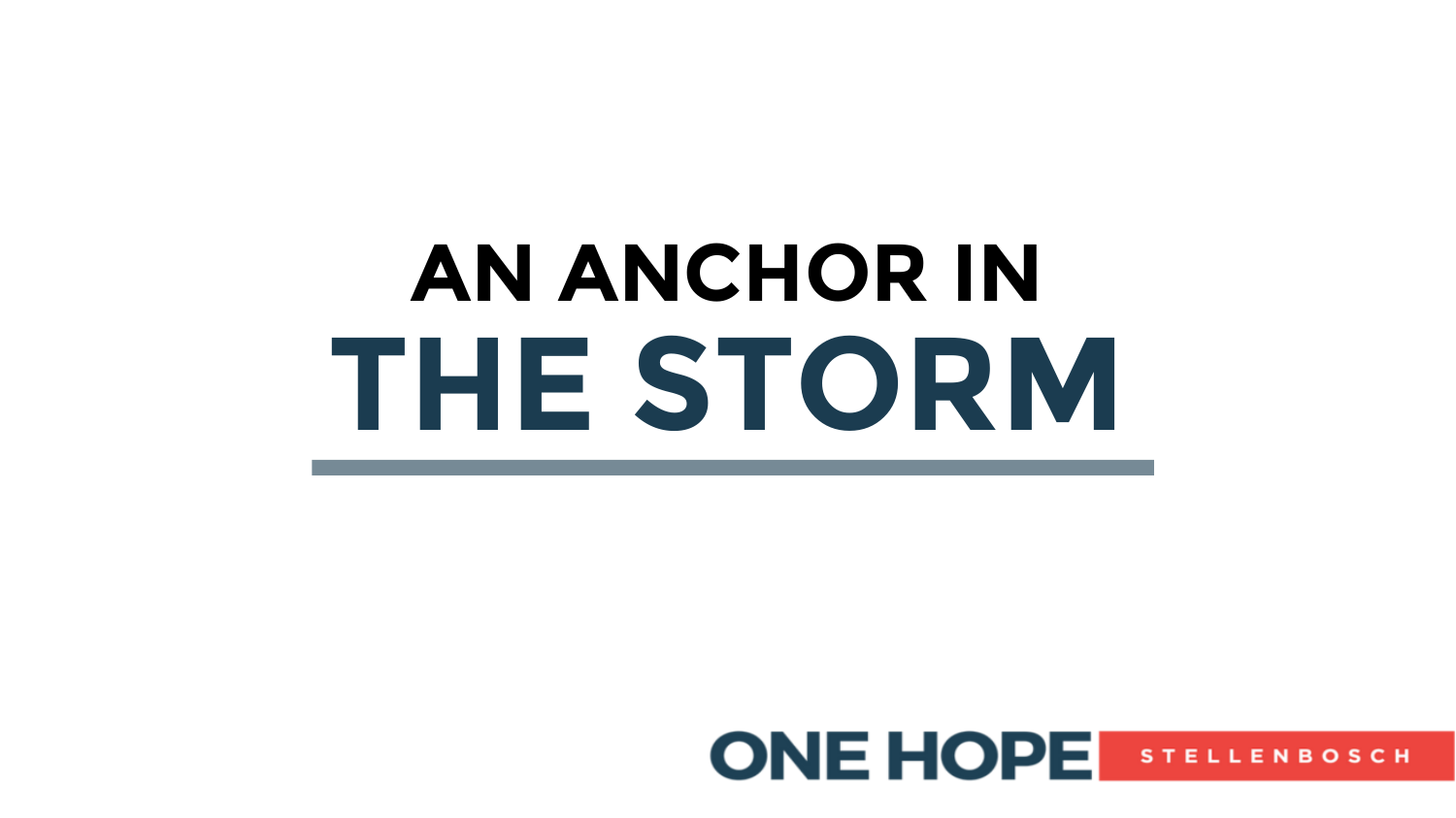# AN ANCHOR IN THE STORM

ONE HOPE STELLENBOSCH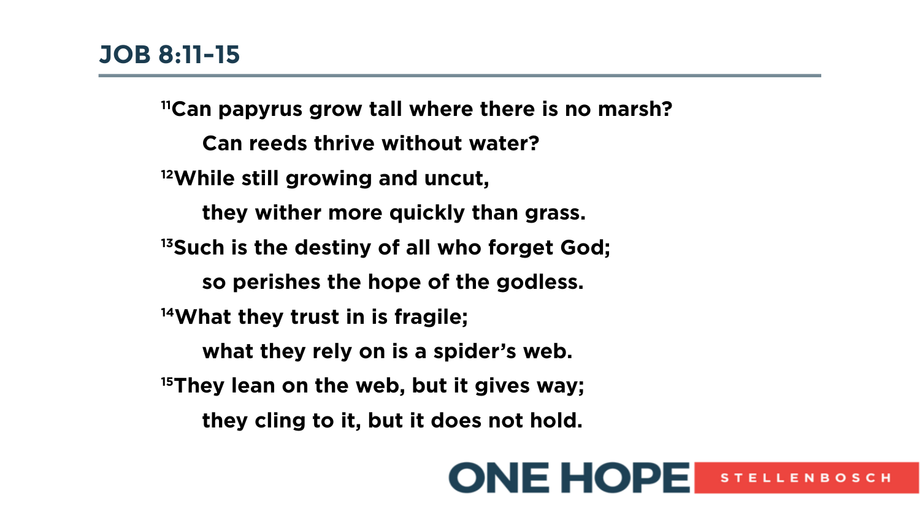## JOB 8:11-15

**[11]Can papyrus grow tall where there is no marsh?**
**Can reeds thrive without water?**
**[12]While still growing and uncut,**
**they wither more quickly than grass.**
**[13]Such is the destiny of all who forget God;**
**so perishes the hope of the godless.**
**[14]What they trust in is fragile;**
**what they rely on is a spider's web.**
**[15]They lean on the web, but it gives way;**
**they cling to it, but it does not hold.**

ONE HOPE STELLENBOSCH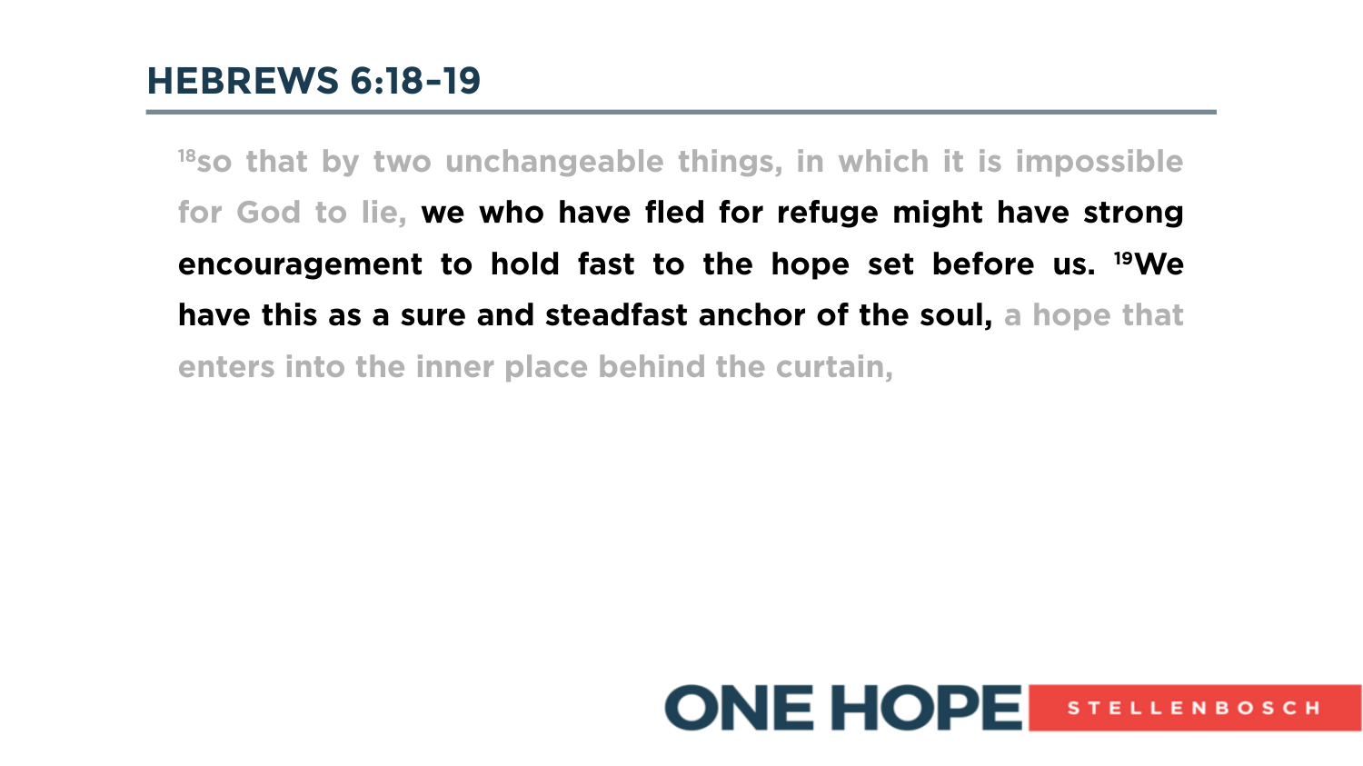## HEBREWS 6:18-19

[18]so that by two unchangeable things, in which it is impossible for God to lie, **we who have fled for refuge might have strong encouragement to hold fast to the hope set before us. [19]We have this as a sure and steadfast anchor of the soul,** a hope that enters into the inner place behind the curtain,

ONE HOPE STELLENBOSCH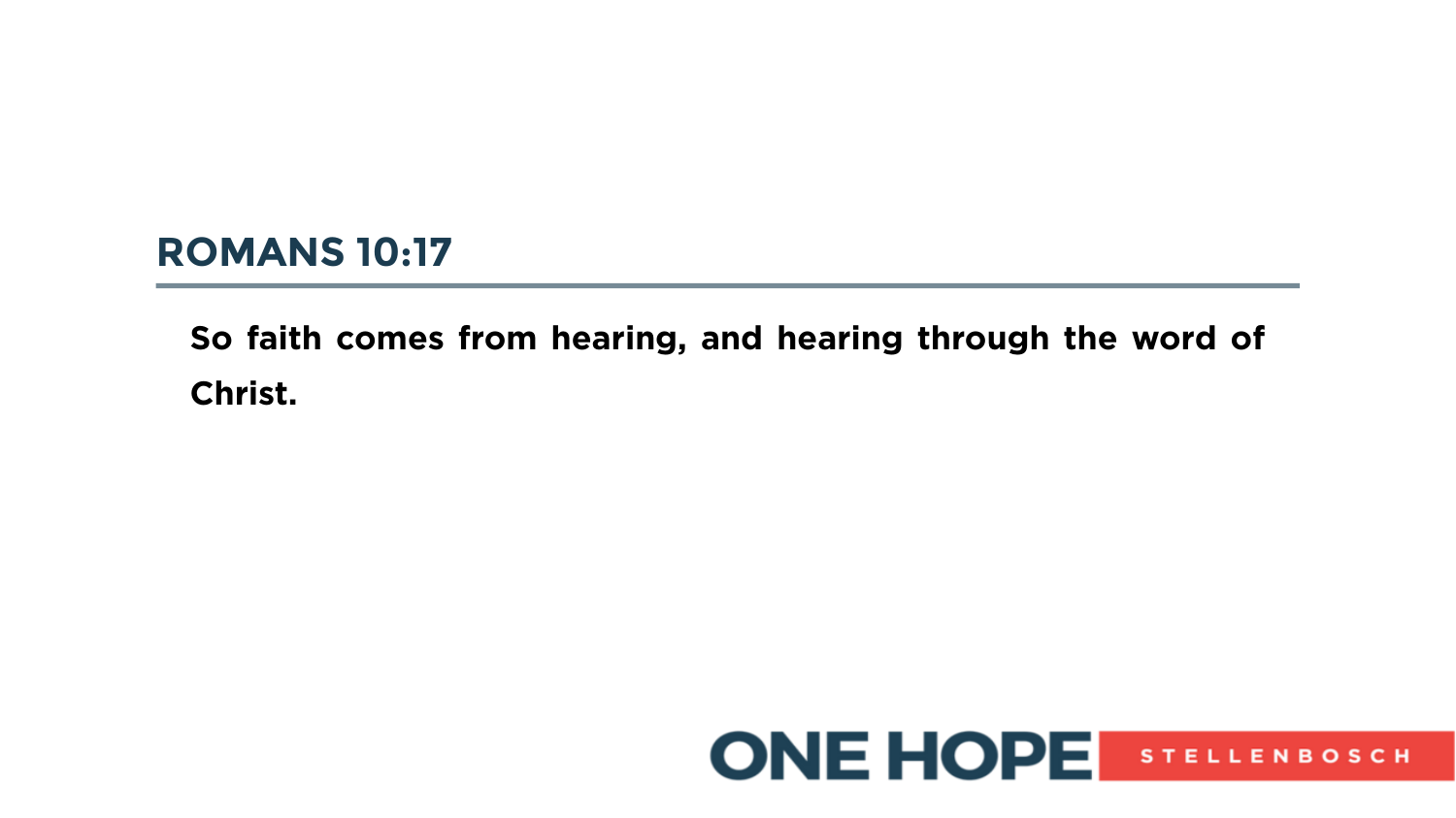## ROMANS 10:17

**So faith comes from hearing, and hearing through the word of Christ.**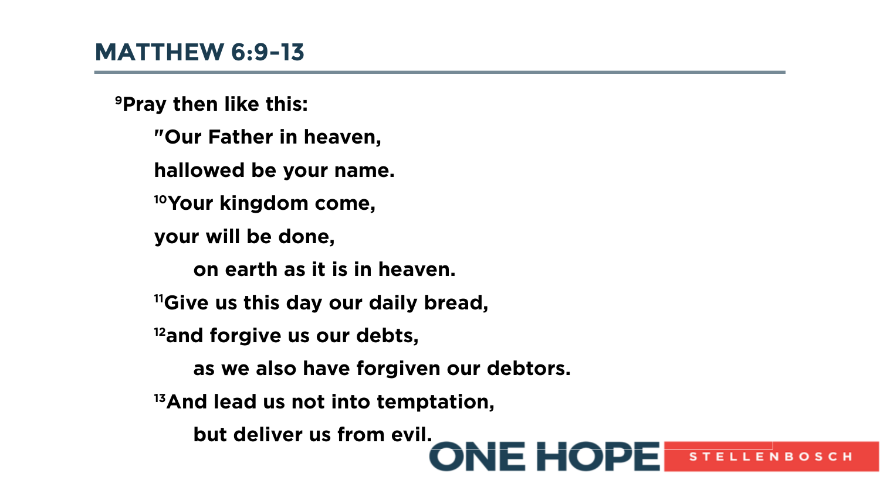## MATTHEW 6:9-13

[9]Pray then like this:

"Our Father in heaven,

hallowed be your name.

[10]Your kingdom come,

your will be done,

on earth as it is in heaven.

[11]Give us this day our daily bread,

[12]and forgive us our debts,

as we also have forgiven our debtors.

[13]And lead us not into temptation,

but deliver us from evil.